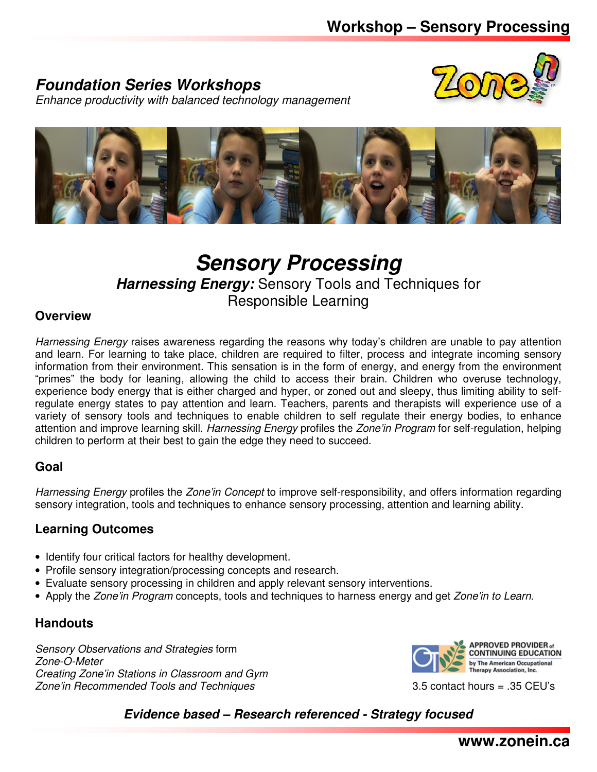## Foundation Series Workshops

*Enhance productivity with balanced technology management*

# Sensory Processing

### ***Harnessing Energy:*** Sensory Tools and Techniques for Responsible Learning

## Overview

*Harnessing Energy* raises awareness regarding the reasons why today's children are unable to pay attention and learn. For learning to take place, children are required to filter, process and integrate incoming sensory information from their environment. This sensation is in the form of energy, and energy from the environment "primes" the body for leaning, allowing the child to access their brain. Children who overuse technology, experience body energy that is either charged and hyper, or zoned out and sleepy, thus limiting ability to self-regulate energy states to pay attention and learn. Teachers, parents and therapists will experience use of a variety of sensory tools and techniques to enable children to self regulate their energy bodies, to enhance attention and improve learning skill. *Harnessing Energy* profiles the *Zone'in Program* for self-regulation, helping children to perform at their best to gain the edge they need to succeed.

## Goal

*Harnessing Energy* profiles the *Zone'in Concept* to improve self-responsibility, and offers information regarding sensory integration, tools and techniques to enhance sensory processing, attention and learning ability.

## Learning Outcomes

- Identify four critical factors for healthy development.
- Profile sensory integration/processing concepts and research.
- Evaluate sensory processing in children and apply relevant sensory interventions.
- Apply the *Zone'in Program* concepts, tools and techniques to harness energy and get *Zone'in to Learn*.

## Handouts

*Sensory Observations and Strategies* form
*Zone-O-Meter*
*Creating Zone'in Stations in Classroom and Gym*
*Zone'in Recommended Tools and Techniques*

APPROVED PROVIDER of CONTINUING EDUCATION by The American Occupational Therapy Association, Inc.

3.5 contact hours = .35 CEU's

***Evidence based – Research referenced - Strategy focused***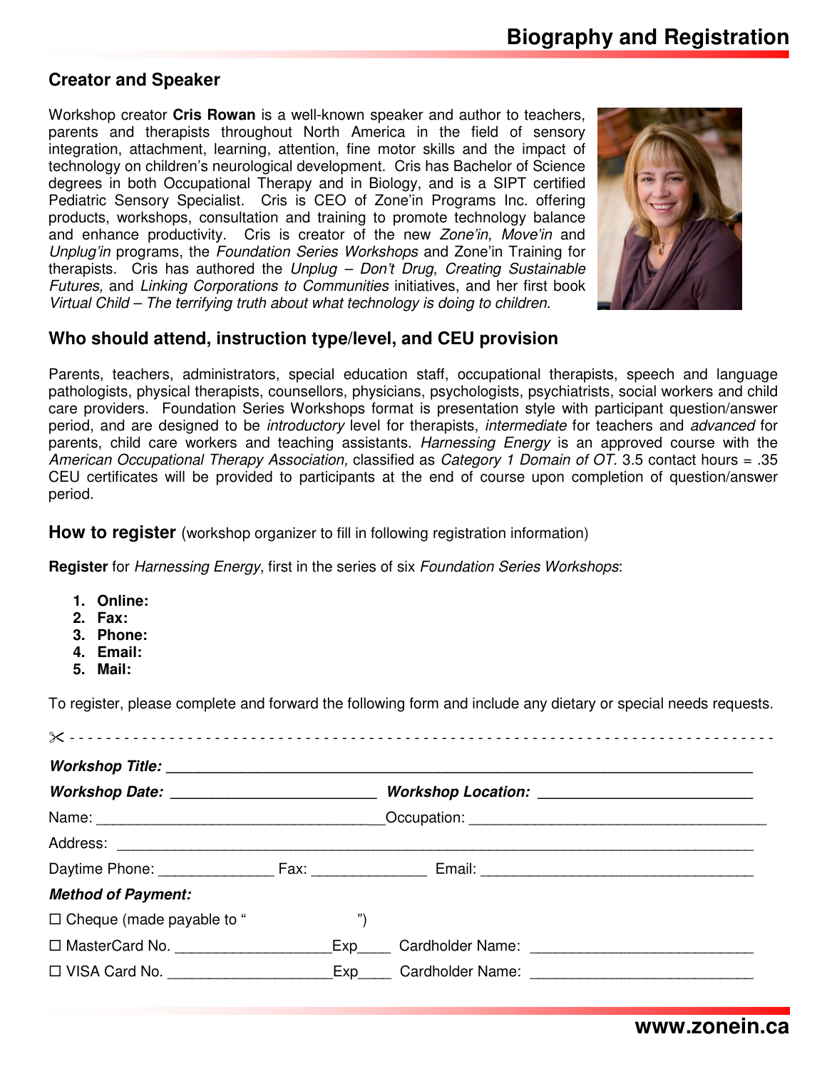# Biography and Registration

## Creator and Speaker

Workshop creator **Cris Rowan** is a well-known speaker and author to teachers, parents and therapists throughout North America in the field of sensory integration, attachment, learning, attention, fine motor skills and the impact of technology on children's neurological development. Cris has Bachelor of Science degrees in both Occupational Therapy and in Biology, and is a SIPT certified Pediatric Sensory Specialist. Cris is CEO of Zone'in Programs Inc. offering products, workshops, consultation and training to promote technology balance and enhance productivity. Cris is creator of the new *Zone'in, Move'in* and *Unplug'in* programs, the *Foundation Series Workshops* and Zone'in Training for therapists. Cris has authored the *Unplug – Don't Drug*, *Creating Sustainable Futures,* and *Linking Corporations to Communities* initiatives, and her first book *Virtual Child – The terrifying truth about what technology is doing to children.*

## Who should attend, instruction type/level, and CEU provision

Parents, teachers, administrators, special education staff, occupational therapists, speech and language pathologists, physical therapists, counsellors, physicians, psychologists, psychiatrists, social workers and child care providers. Foundation Series Workshops format is presentation style with participant question/answer period, and are designed to be *introductory* level for therapists, *intermediate* for teachers and *advanced* for parents, child care workers and teaching assistants. *Harnessing Energy* is an approved course with the *American Occupational Therapy Association,* classified as *Category 1 Domain of OT.* 3.5 contact hours = .35 CEU certificates will be provided to participants at the end of course upon completion of question/answer period.

**How to register** (workshop organizer to fill in following registration information)

**Register** for *Harnessing Energy*, first in the series of six *Foundation Series Workshops*:

1. **Online:**
2. **Fax:**
3. **Phone:**
4. **Email:**
5. **Mail:**

To register, please complete and forward the following form and include any dietary or special needs requests.

✂ - - - - - - - - - - - - - - - - - - - - - - - - - - - - - - - - - - - - - - - - - - - - - - - - - - - - - - - - - - - - - - -

***Workshop Title:*** ______________________________________________________________

***Workshop Date:*** ________________________ ***Workshop Location:*** ________________________

Name: __________________________________Occupation: ___________________________________

Address: ___________________________________________________________________________

Daytime Phone: ______________ Fax: ______________ Email: ________________________________

***Method of Payment:***

☐ Cheque (made payable to "                    ")

☐ MasterCard No. ___________________Exp____ Cardholder Name: __________________________

☐ VISA Card No. ____________________Exp____ Cardholder Name: __________________________

www.zonein.ca